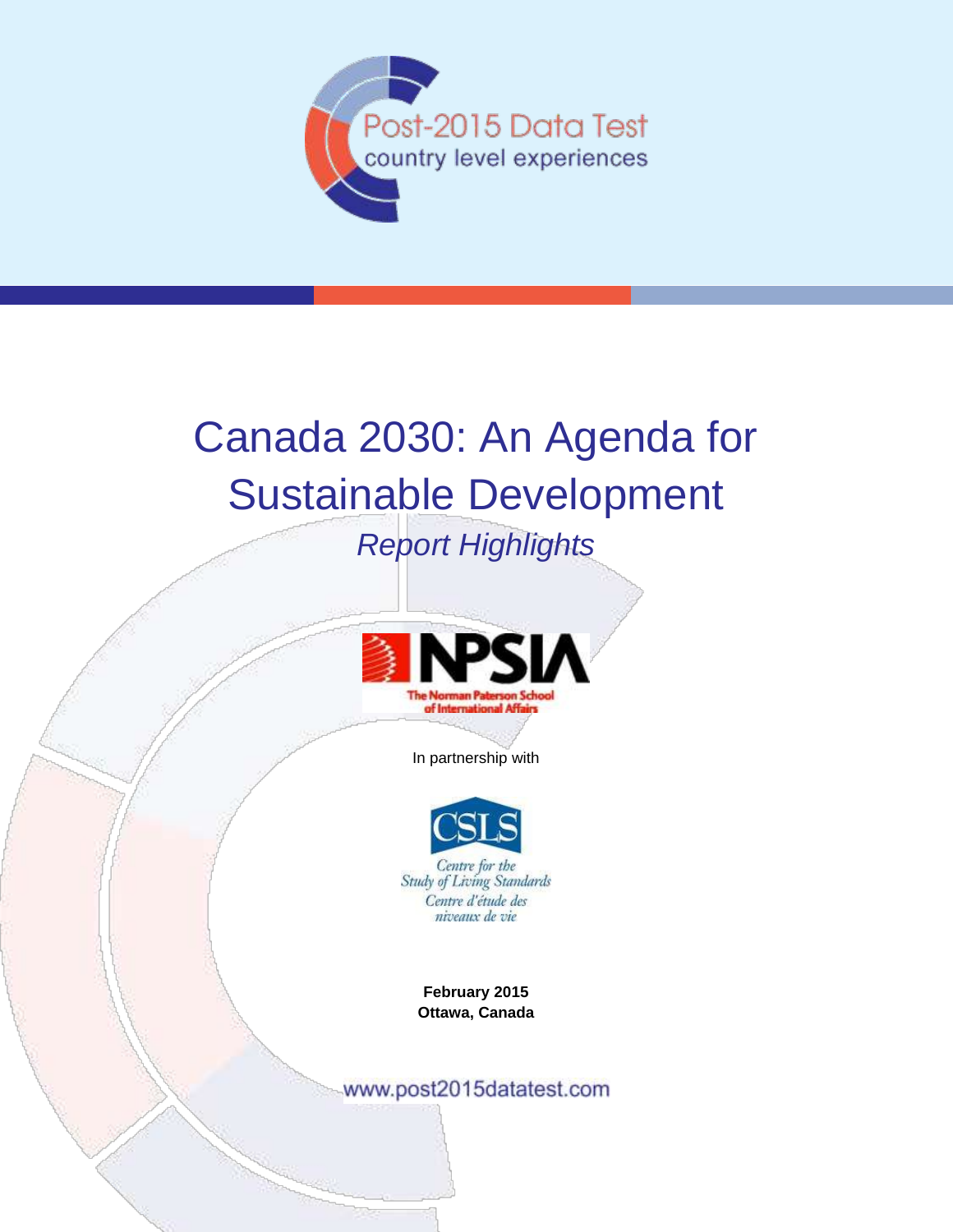Post-2015 Data Test
country level experiences

# Canada 2030: An Agenda for Sustainable Development

*Report Highlights*

NPSIA
The Norman Paterson School of International Affairs

In partnership with

CSLS
Centre for the Study of Living Standards
Centre d'étude des niveaux de vie

**February 2015**
**Ottawa, Canada**

www.post2015datatest.com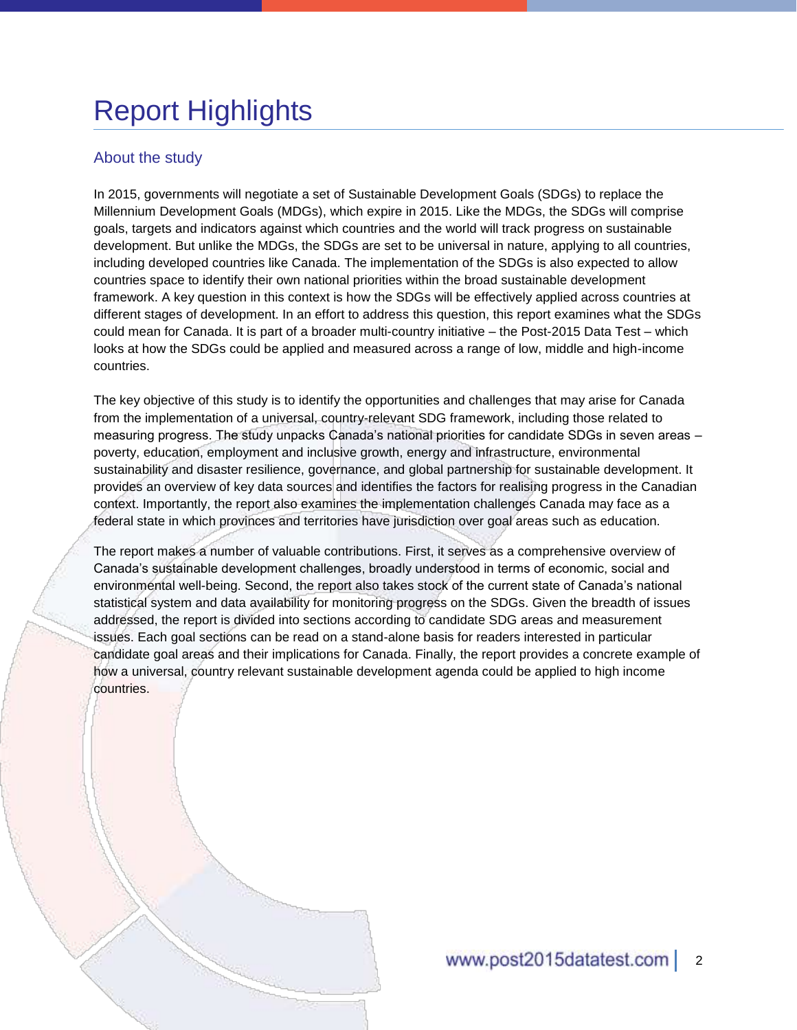# Report Highlights

## About the study

In 2015, governments will negotiate a set of Sustainable Development Goals (SDGs) to replace the Millennium Development Goals (MDGs), which expire in 2015. Like the MDGs, the SDGs will comprise goals, targets and indicators against which countries and the world will track progress on sustainable development. But unlike the MDGs, the SDGs are set to be universal in nature, applying to all countries, including developed countries like Canada. The implementation of the SDGs is also expected to allow countries space to identify their own national priorities within the broad sustainable development framework. A key question in this context is how the SDGs will be effectively applied across countries at different stages of development. In an effort to address this question, this report examines what the SDGs could mean for Canada. It is part of a broader multi-country initiative – the Post-2015 Data Test – which looks at how the SDGs could be applied and measured across a range of low, middle and high-income countries.

The key objective of this study is to identify the opportunities and challenges that may arise for Canada from the implementation of a universal, country-relevant SDG framework, including those related to measuring progress. The study unpacks Canada's national priorities for candidate SDGs in seven areas – poverty, education, employment and inclusive growth, energy and infrastructure, environmental sustainability and disaster resilience, governance, and global partnership for sustainable development. It provides an overview of key data sources and identifies the factors for realising progress in the Canadian context. Importantly, the report also examines the implementation challenges Canada may face as a federal state in which provinces and territories have jurisdiction over goal areas such as education.

The report makes a number of valuable contributions. First, it serves as a comprehensive overview of Canada's sustainable development challenges, broadly understood in terms of economic, social and environmental well-being. Second, the report also takes stock of the current state of Canada's national statistical system and data availability for monitoring progress on the SDGs. Given the breadth of issues addressed, the report is divided into sections according to candidate SDG areas and measurement issues. Each goal sections can be read on a stand-alone basis for readers interested in particular candidate goal areas and their implications for Canada. Finally, the report provides a concrete example of how a universal, country relevant sustainable development agenda could be applied to high income countries.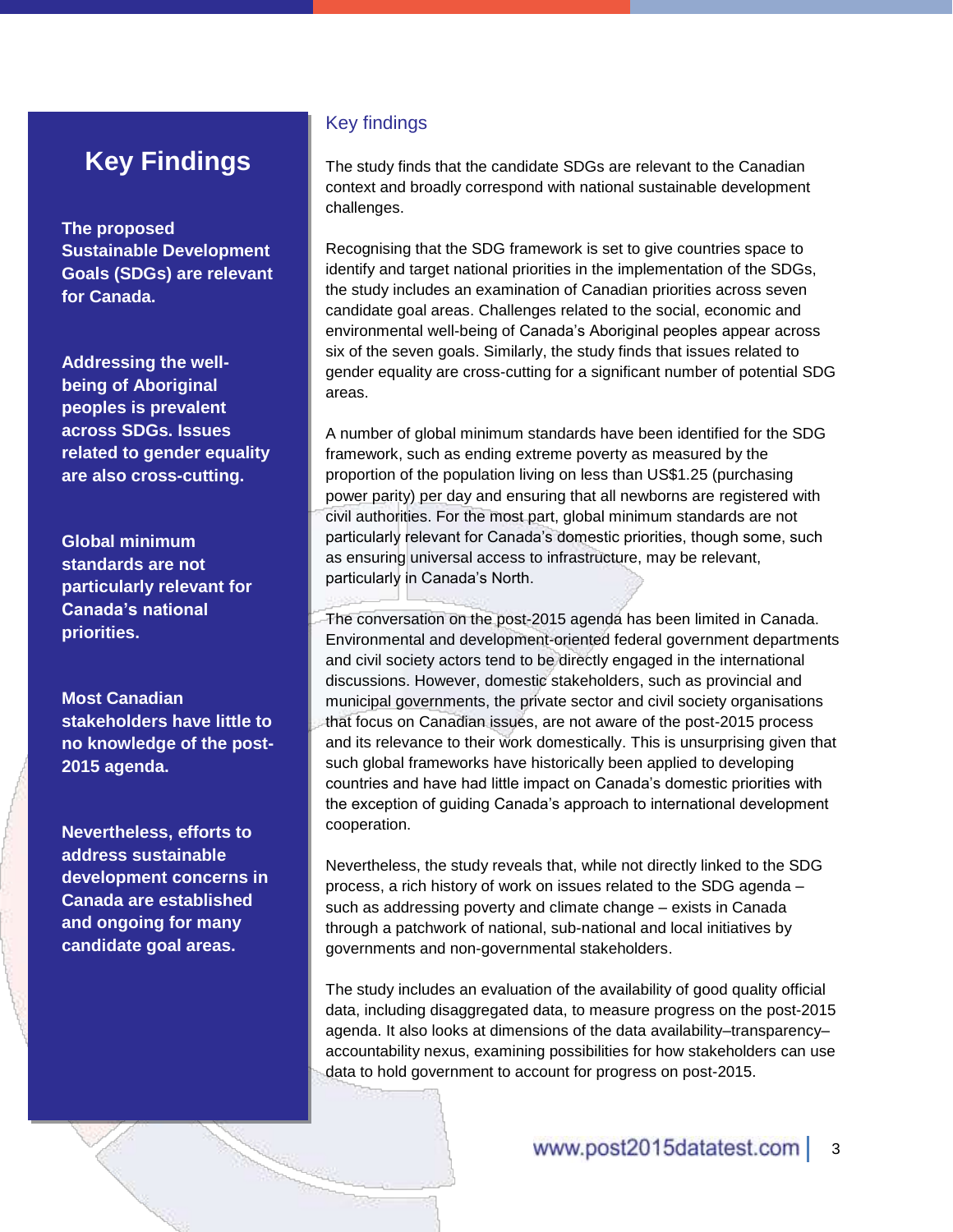## Key Findings

**The proposed Sustainable Development Goals (SDGs) are relevant for Canada.**

**Addressing the well-being of Aboriginal peoples is prevalent across SDGs. Issues related to gender equality are also cross-cutting.**

**Global minimum standards are not particularly relevant for Canada's national priorities.**

**Most Canadian stakeholders have little to no knowledge of the post-2015 agenda.**

**Nevertheless, efforts to address sustainable development concerns in Canada are established and ongoing for many candidate goal areas.**

### Key findings

The study finds that the candidate SDGs are relevant to the Canadian context and broadly correspond with national sustainable development challenges.

Recognising that the SDG framework is set to give countries space to identify and target national priorities in the implementation of the SDGs, the study includes an examination of Canadian priorities across seven candidate goal areas. Challenges related to the social, economic and environmental well-being of Canada's Aboriginal peoples appear across six of the seven goals. Similarly, the study finds that issues related to gender equality are cross-cutting for a significant number of potential SDG areas.

A number of global minimum standards have been identified for the SDG framework, such as ending extreme poverty as measured by the proportion of the population living on less than US$1.25 (purchasing power parity) per day and ensuring that all newborns are registered with civil authorities. For the most part, global minimum standards are not particularly relevant for Canada's domestic priorities, though some, such as ensuring universal access to infrastructure, may be relevant, particularly in Canada's North.

The conversation on the post-2015 agenda has been limited in Canada. Environmental and development-oriented federal government departments and civil society actors tend to be directly engaged in the international discussions. However, domestic stakeholders, such as provincial and municipal governments, the private sector and civil society organisations that focus on Canadian issues, are not aware of the post-2015 process and its relevance to their work domestically. This is unsurprising given that such global frameworks have historically been applied to developing countries and have had little impact on Canada's domestic priorities with the exception of guiding Canada's approach to international development cooperation.

Nevertheless, the study reveals that, while not directly linked to the SDG process, a rich history of work on issues related to the SDG agenda – such as addressing poverty and climate change – exists in Canada through a patchwork of national, sub-national and local initiatives by governments and non-governmental stakeholders.

The study includes an evaluation of the availability of good quality official data, including disaggregated data, to measure progress on the post-2015 agenda. It also looks at dimensions of the data availability–transparency–accountability nexus, examining possibilities for how stakeholders can use data to hold government to account for progress on post-2015.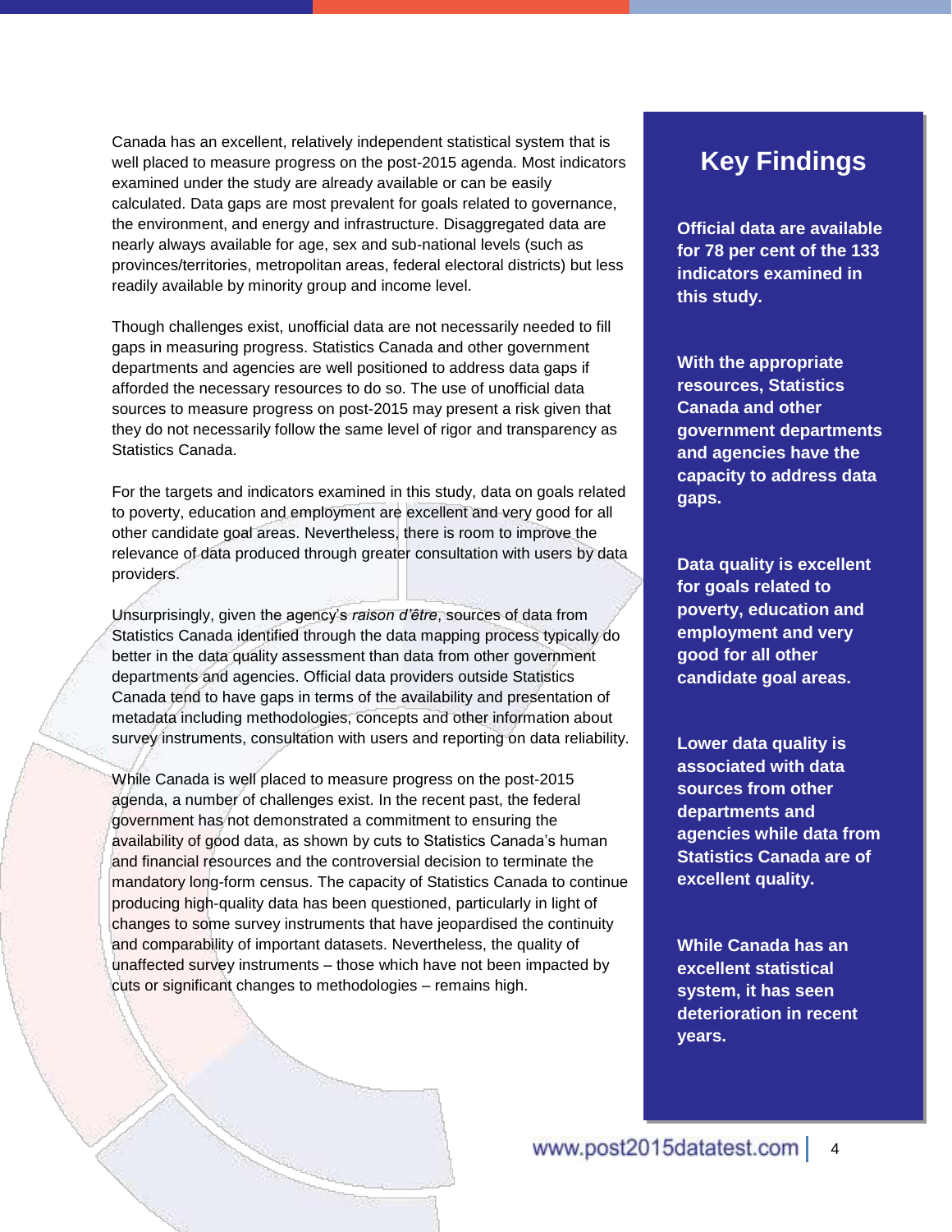Canada has an excellent, relatively independent statistical system that is well placed to measure progress on the post-2015 agenda. Most indicators examined under the study are already available or can be easily calculated. Data gaps are most prevalent for goals related to governance, the environment, and energy and infrastructure. Disaggregated data are nearly always available for age, sex and sub-national levels (such as provinces/territories, metropolitan areas, federal electoral districts) but less readily available by minority group and income level.

Though challenges exist, unofficial data are not necessarily needed to fill gaps in measuring progress. Statistics Canada and other government departments and agencies are well positioned to address data gaps if afforded the necessary resources to do so. The use of unofficial data sources to measure progress on post-2015 may present a risk given that they do not necessarily follow the same level of rigor and transparency as Statistics Canada.

For the targets and indicators examined in this study, data on goals related to poverty, education and employment are excellent and very good for all other candidate goal areas. Nevertheless, there is room to improve the relevance of data produced through greater consultation with users by data providers.

Unsurprisingly, given the agency's *raison d'être*, sources of data from Statistics Canada identified through the data mapping process typically do better in the data quality assessment than data from other government departments and agencies. Official data providers outside Statistics Canada tend to have gaps in terms of the availability and presentation of metadata including methodologies, concepts and other information about survey instruments, consultation with users and reporting on data reliability.

While Canada is well placed to measure progress on the post-2015 agenda, a number of challenges exist. In the recent past, the federal government has not demonstrated a commitment to ensuring the availability of good data, as shown by cuts to Statistics Canada's human and financial resources and the controversial decision to terminate the mandatory long-form census. The capacity of Statistics Canada to continue producing high-quality data has been questioned, particularly in light of changes to some survey instruments that have jeopardised the continuity and comparability of important datasets. Nevertheless, the quality of unaffected survey instruments – those which have not been impacted by cuts or significant changes to methodologies – remains high.

## Key Findings

**Official data are available for 78 per cent of the 133 indicators examined in this study.**

**With the appropriate resources, Statistics Canada and other government departments and agencies have the capacity to address data gaps.**

**Data quality is excellent for goals related to poverty, education and employment and very good for all other candidate goal areas.**

**Lower data quality is associated with data sources from other departments and agencies while data from Statistics Canada are of excellent quality.**

**While Canada has an excellent statistical system, it has seen deterioration in recent years.**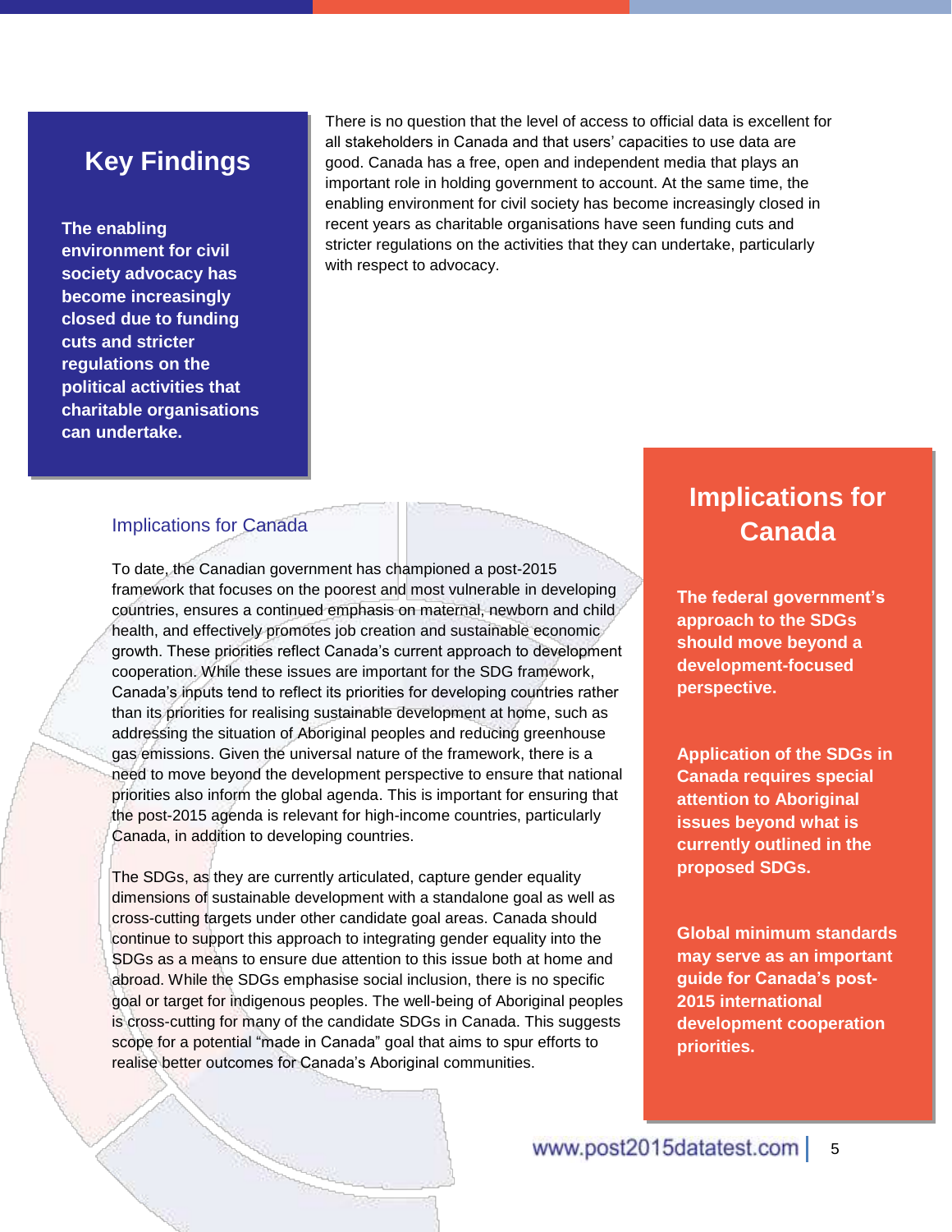## Key Findings

**The enabling environment for civil society advocacy has become increasingly closed due to funding cuts and stricter regulations on the political activities that charitable organisations can undertake.**

There is no question that the level of access to official data is excellent for all stakeholders in Canada and that users' capacities to use data are good. Canada has a free, open and independent media that plays an important role in holding government to account. At the same time, the enabling environment for civil society has become increasingly closed in recent years as charitable organisations have seen funding cuts and stricter regulations on the activities that they can undertake, particularly with respect to advocacy.

### Implications for Canada

To date, the Canadian government has championed a post-2015 framework that focuses on the poorest and most vulnerable in developing countries, ensures a continued emphasis on maternal, newborn and child health, and effectively promotes job creation and sustainable economic growth. These priorities reflect Canada's current approach to development cooperation. While these issues are important for the SDG framework, Canada's inputs tend to reflect its priorities for developing countries rather than its priorities for realising sustainable development at home, such as addressing the situation of Aboriginal peoples and reducing greenhouse gas emissions. Given the universal nature of the framework, there is a need to move beyond the development perspective to ensure that national priorities also inform the global agenda. This is important for ensuring that the post-2015 agenda is relevant for high-income countries, particularly Canada, in addition to developing countries.

The SDGs, as they are currently articulated, capture gender equality dimensions of sustainable development with a standalone goal as well as cross-cutting targets under other candidate goal areas. Canada should continue to support this approach to integrating gender equality into the SDGs as a means to ensure due attention to this issue both at home and abroad. While the SDGs emphasise social inclusion, there is no specific goal or target for indigenous peoples. The well-being of Aboriginal peoples is cross-cutting for many of the candidate SDGs in Canada. This suggests scope for a potential "made in Canada" goal that aims to spur efforts to realise better outcomes for Canada's Aboriginal communities.

## Implications for Canada

**The federal government's approach to the SDGs should move beyond a development-focused perspective.**

**Application of the SDGs in Canada requires special attention to Aboriginal issues beyond what is currently outlined in the proposed SDGs.**

**Global minimum standards may serve as an important guide for Canada's post-2015 international development cooperation priorities.**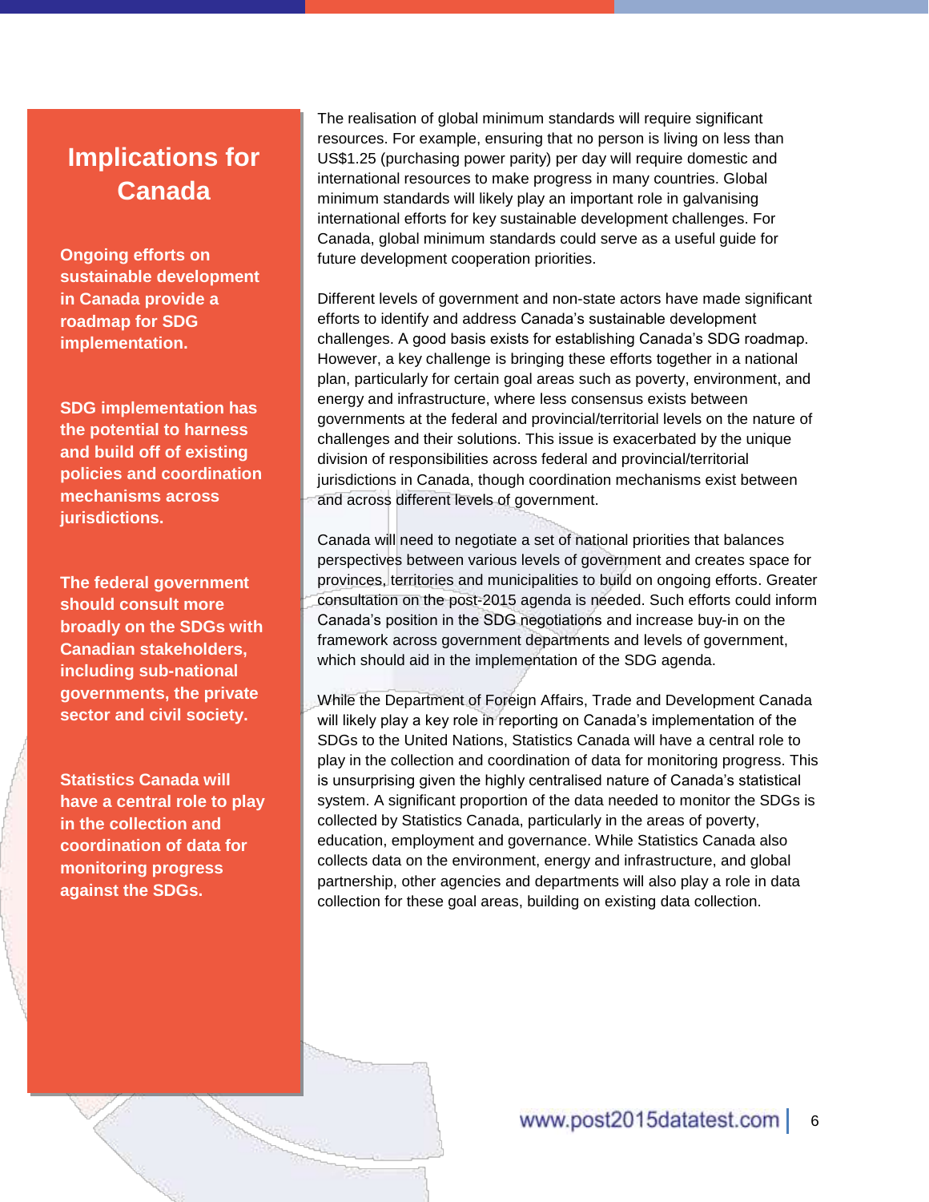## Implications for Canada

**Ongoing efforts on sustainable development in Canada provide a roadmap for SDG implementation.**

**SDG implementation has the potential to harness and build off of existing policies and coordination mechanisms across jurisdictions.**

**The federal government should consult more broadly on the SDGs with Canadian stakeholders, including sub-national governments, the private sector and civil society.**

**Statistics Canada will have a central role to play in the collection and coordination of data for monitoring progress against the SDGs.**

The realisation of global minimum standards will require significant resources. For example, ensuring that no person is living on less than US$1.25 (purchasing power parity) per day will require domestic and international resources to make progress in many countries. Global minimum standards will likely play an important role in galvanising international efforts for key sustainable development challenges. For Canada, global minimum standards could serve as a useful guide for future development cooperation priorities.

Different levels of government and non-state actors have made significant efforts to identify and address Canada's sustainable development challenges. A good basis exists for establishing Canada's SDG roadmap. However, a key challenge is bringing these efforts together in a national plan, particularly for certain goal areas such as poverty, environment, and energy and infrastructure, where less consensus exists between governments at the federal and provincial/territorial levels on the nature of challenges and their solutions. This issue is exacerbated by the unique division of responsibilities across federal and provincial/territorial jurisdictions in Canada, though coordination mechanisms exist between and across different levels of government.

Canada will need to negotiate a set of national priorities that balances perspectives between various levels of government and creates space for provinces, territories and municipalities to build on ongoing efforts. Greater consultation on the post-2015 agenda is needed. Such efforts could inform Canada's position in the SDG negotiations and increase buy-in on the framework across government departments and levels of government, which should aid in the implementation of the SDG agenda.

While the Department of Foreign Affairs, Trade and Development Canada will likely play a key role in reporting on Canada's implementation of the SDGs to the United Nations, Statistics Canada will have a central role to play in the collection and coordination of data for monitoring progress. This is unsurprising given the highly centralised nature of Canada's statistical system. A significant proportion of the data needed to monitor the SDGs is collected by Statistics Canada, particularly in the areas of poverty, education, employment and governance. While Statistics Canada also collects data on the environment, energy and infrastructure, and global partnership, other agencies and departments will also play a role in data collection for these goal areas, building on existing data collection.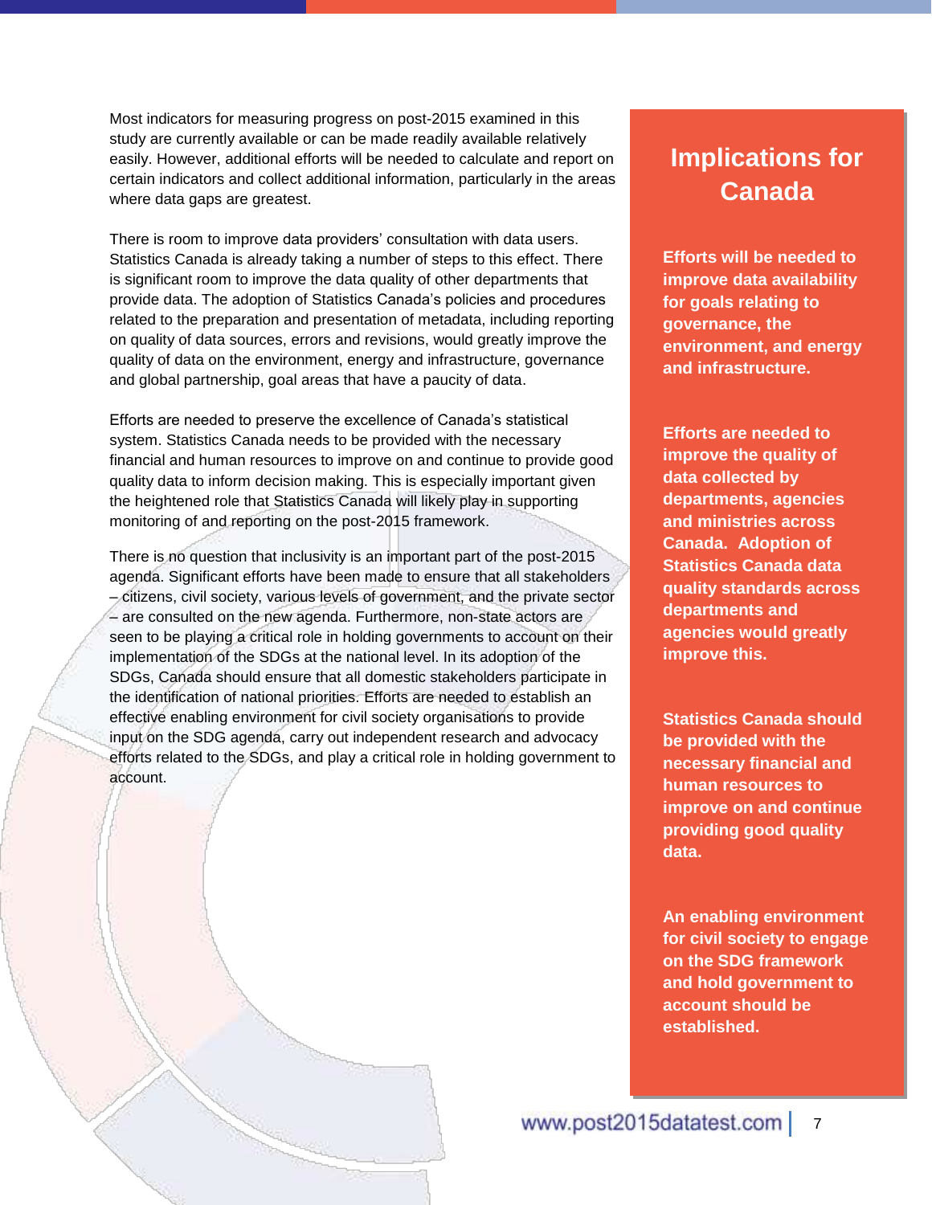Most indicators for measuring progress on post-2015 examined in this study are currently available or can be made readily available relatively easily. However, additional efforts will be needed to calculate and report on certain indicators and collect additional information, particularly in the areas where data gaps are greatest.

There is room to improve data providers' consultation with data users. Statistics Canada is already taking a number of steps to this effect. There is significant room to improve the data quality of other departments that provide data. The adoption of Statistics Canada's policies and procedures related to the preparation and presentation of metadata, including reporting on quality of data sources, errors and revisions, would greatly improve the quality of data on the environment, energy and infrastructure, governance and global partnership, goal areas that have a paucity of data.

Efforts are needed to preserve the excellence of Canada's statistical system. Statistics Canada needs to be provided with the necessary financial and human resources to improve on and continue to provide good quality data to inform decision making. This is especially important given the heightened role that Statistics Canada will likely play in supporting monitoring of and reporting on the post-2015 framework.

There is no question that inclusivity is an important part of the post-2015 agenda. Significant efforts have been made to ensure that all stakeholders – citizens, civil society, various levels of government, and the private sector – are consulted on the new agenda. Furthermore, non-state actors are seen to be playing a critical role in holding governments to account on their implementation of the SDGs at the national level. In its adoption of the SDGs, Canada should ensure that all domestic stakeholders participate in the identification of national priorities. Efforts are needed to establish an effective enabling environment for civil society organisations to provide input on the SDG agenda, carry out independent research and advocacy efforts related to the SDGs, and play a critical role in holding government to account.

## Implications for Canada

**Efforts will be needed to improve data availability for goals relating to governance, the environment, and energy and infrastructure.**

**Efforts are needed to improve the quality of data collected by departments, agencies and ministries across Canada. Adoption of Statistics Canada data quality standards across departments and agencies would greatly improve this.**

**Statistics Canada should be provided with the necessary financial and human resources to improve on and continue providing good quality data.**

**An enabling environment for civil society to engage on the SDG framework and hold government to account should be established.**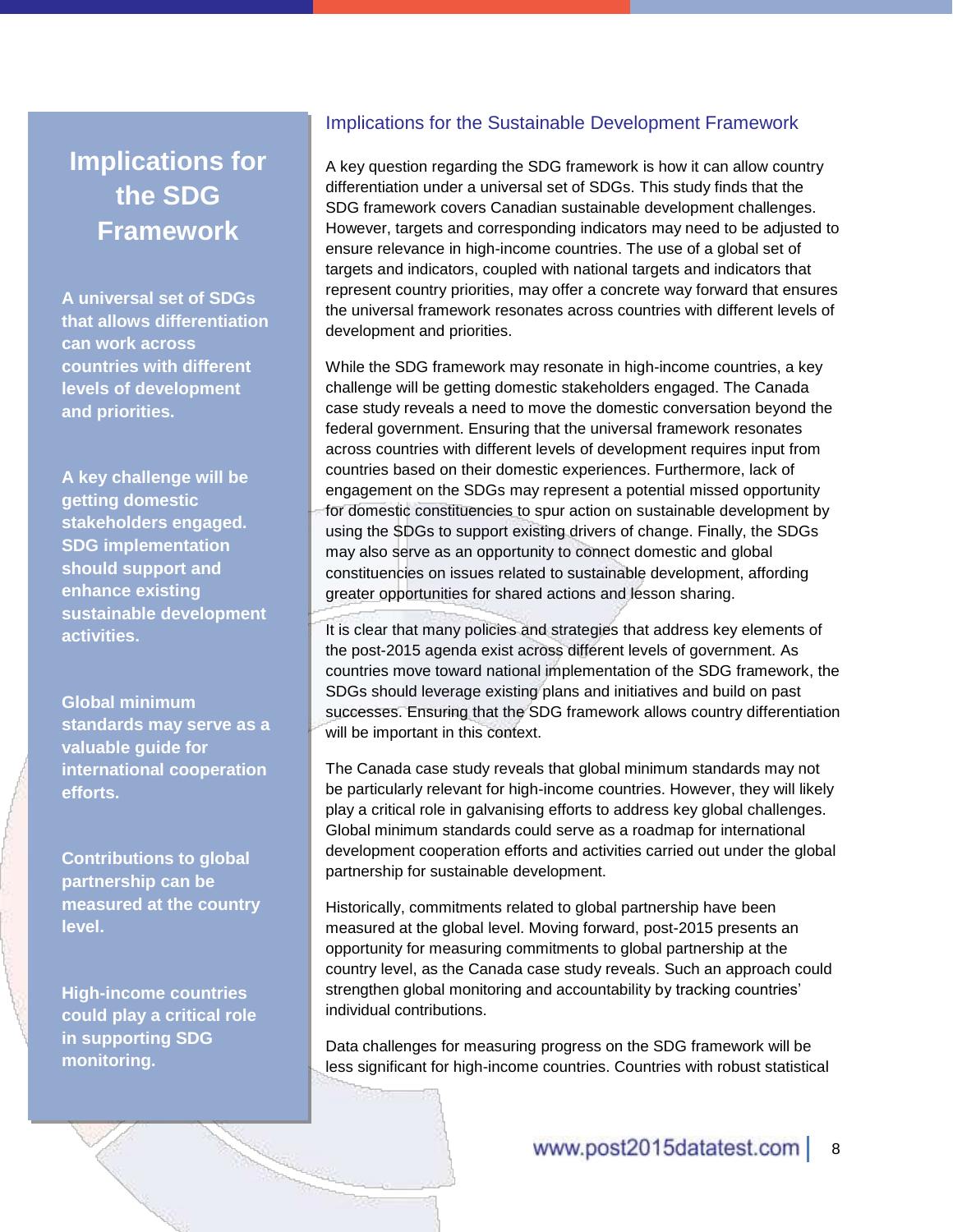## Implications for the SDG Framework

**A universal set of SDGs that allows differentiation can work across countries with different levels of development and priorities.**

**A key challenge will be getting domestic stakeholders engaged. SDG implementation should support and enhance existing sustainable development activities.**

**Global minimum standards may serve as a valuable guide for international cooperation efforts.**

**Contributions to global partnership can be measured at the country level.**

**High-income countries could play a critical role in supporting SDG monitoring.**

### Implications for the Sustainable Development Framework

A key question regarding the SDG framework is how it can allow country differentiation under a universal set of SDGs. This study finds that the SDG framework covers Canadian sustainable development challenges. However, targets and corresponding indicators may need to be adjusted to ensure relevance in high-income countries. The use of a global set of targets and indicators, coupled with national targets and indicators that represent country priorities, may offer a concrete way forward that ensures the universal framework resonates across countries with different levels of development and priorities.

While the SDG framework may resonate in high-income countries, a key challenge will be getting domestic stakeholders engaged. The Canada case study reveals a need to move the domestic conversation beyond the federal government. Ensuring that the universal framework resonates across countries with different levels of development requires input from countries based on their domestic experiences. Furthermore, lack of engagement on the SDGs may represent a potential missed opportunity for domestic constituencies to spur action on sustainable development by using the SDGs to support existing drivers of change. Finally, the SDGs may also serve as an opportunity to connect domestic and global constituencies on issues related to sustainable development, affording greater opportunities for shared actions and lesson sharing.

It is clear that many policies and strategies that address key elements of the post-2015 agenda exist across different levels of government. As countries move toward national implementation of the SDG framework, the SDGs should leverage existing plans and initiatives and build on past successes. Ensuring that the SDG framework allows country differentiation will be important in this context.

The Canada case study reveals that global minimum standards may not be particularly relevant for high-income countries. However, they will likely play a critical role in galvanising efforts to address key global challenges. Global minimum standards could serve as a roadmap for international development cooperation efforts and activities carried out under the global partnership for sustainable development.

Historically, commitments related to global partnership have been measured at the global level. Moving forward, post-2015 presents an opportunity for measuring commitments to global partnership at the country level, as the Canada case study reveals. Such an approach could strengthen global monitoring and accountability by tracking countries' individual contributions.

Data challenges for measuring progress on the SDG framework will be less significant for high-income countries. Countries with robust statistical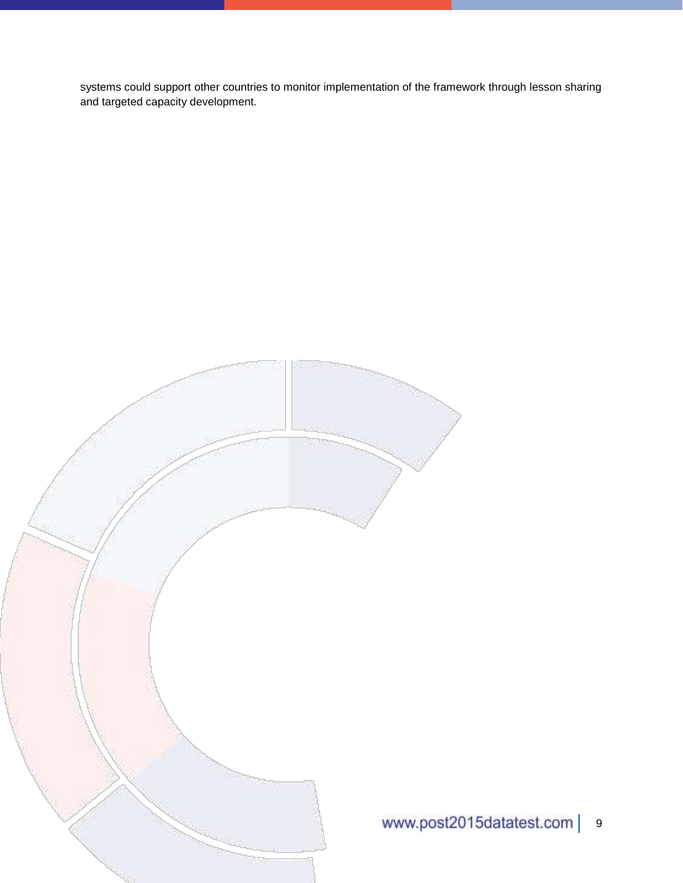systems could support other countries to monitor implementation of the framework through lesson sharing and targeted capacity development.